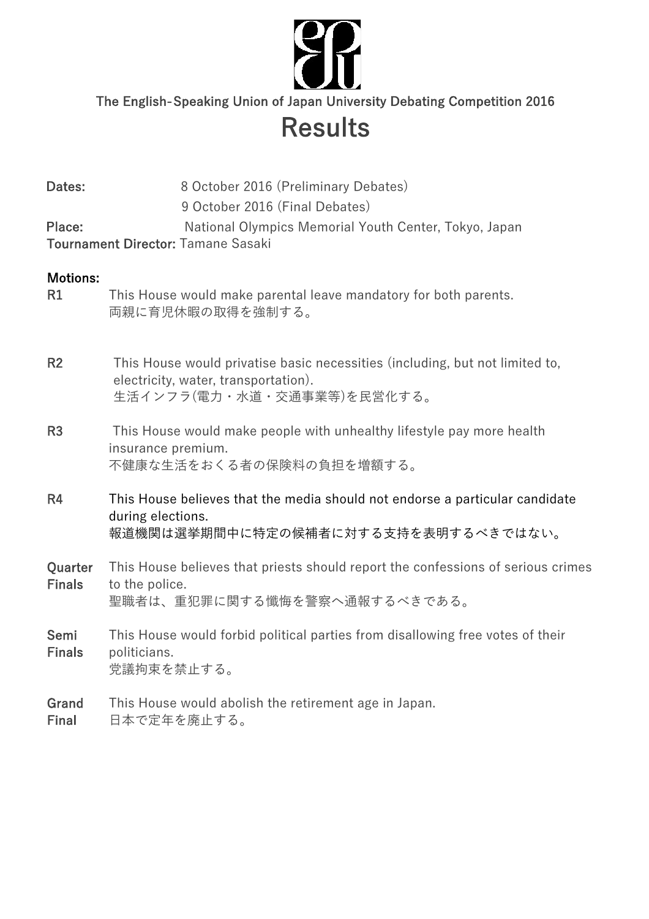The English-Speaking Union of Japan University Debating Competition 2016

# Results

**Dates:** 8 October 2016 (Preliminary Debates)
9 October 2016 (Final Debates)
**Place:** National Olympics Memorial Youth Center, Tokyo, Japan
**Tournament Director:** Tamane Sasaki

**Motions:**

**R1** This House would make parental leave mandatory for both parents.
両親に育児休暇の取得を強制する。

**R2** This House would privatise basic necessities (including, but not limited to, electricity, water, transportation).
生活インフラ(電力・水道・交通事業等)を民営化する。

**R3** This House would make people with unhealthy lifestyle pay more health insurance premium.
不健康な生活をおくる者の保険料の負担を増額する。

**R4** This House believes that the media should not endorse a particular candidate during elections.
報道機関は選挙期間中に特定の候補者に対する支持を表明するべきではない。

**Quarter Finals** This House believes that priests should report the confessions of serious crimes to the police.
聖職者は、重犯罪に関する懺悔を警察へ通報するべきである。

**Semi Finals** This House would forbid political parties from disallowing free votes of their politicians.
党議拘束を禁止する。

**Grand Final** This House would abolish the retirement age in Japan.
日本で定年を廃止する。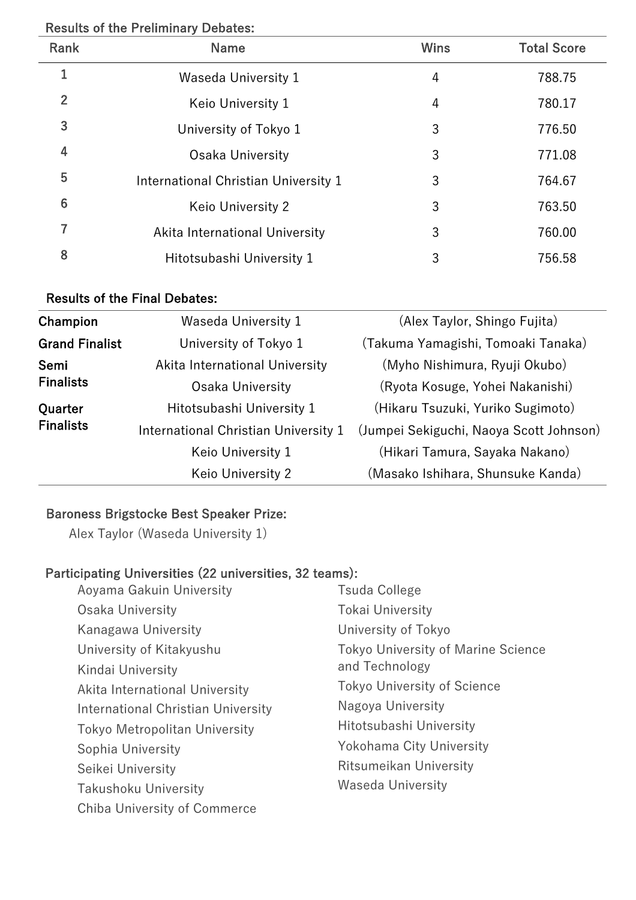Results of the Preliminary Debates:

| Rank | Name | Wins | Total Score |
|---|---|---|---|
| 1 | Waseda University 1 | 4 | 788.75 |
| 2 | Keio University 1 | 4 | 780.17 |
| 3 | University of Tokyo 1 | 3 | 776.50 |
| 4 | Osaka University | 3 | 771.08 |
| 5 | International Christian University 1 | 3 | 764.67 |
| 6 | Keio University 2 | 3 | 763.50 |
| 7 | Akita International University | 3 | 760.00 |
| 8 | Hitotsubashi University 1 | 3 | 756.58 |

Results of the Final Debates:

| | | |
|---|---|---|
| **Champion** | Waseda University 1 | (Alex Taylor, Shingo Fujita) |
| **Grand Finalist** | University of Tokyo 1 | (Takuma Yamagishi, Tomoaki Tanaka) |
| **Semi Finalists** | Akita International University | (Myho Nishimura, Ryuji Okubo) |
| | Osaka University | (Ryota Kosuge, Yohei Nakanishi) |
| **Quarter Finalists** | Hitotsubashi University 1 | (Hikaru Tsuzuki, Yuriko Sugimoto) |
| | International Christian University 1 | (Jumpei Sekiguchi, Naoya Scott Johnson) |
| | Keio University 1 | (Hikari Tamura, Sayaka Nakano) |
| | Keio University 2 | (Masako Ishihara, Shunsuke Kanda) |

Baroness Brigstocke Best Speaker Prize:

Alex Taylor (Waseda University 1)

Participating Universities (22 universities, 32 teams):

- Aoyama Gakuin University
- Osaka University
- Kanagawa University
- University of Kitakyushu
- Kindai University
- Akita International University
- International Christian University
- Tokyo Metropolitan University
- Sophia University
- Seikei University
- Takushoku University
- Chiba University of Commerce
- Tsuda College
- Tokai University
- University of Tokyo
- Tokyo University of Marine Science and Technology
- Tokyo University of Science
- Nagoya University
- Hitotsubashi University
- Yokohama City University
- Ritsumeikan University
- Waseda University